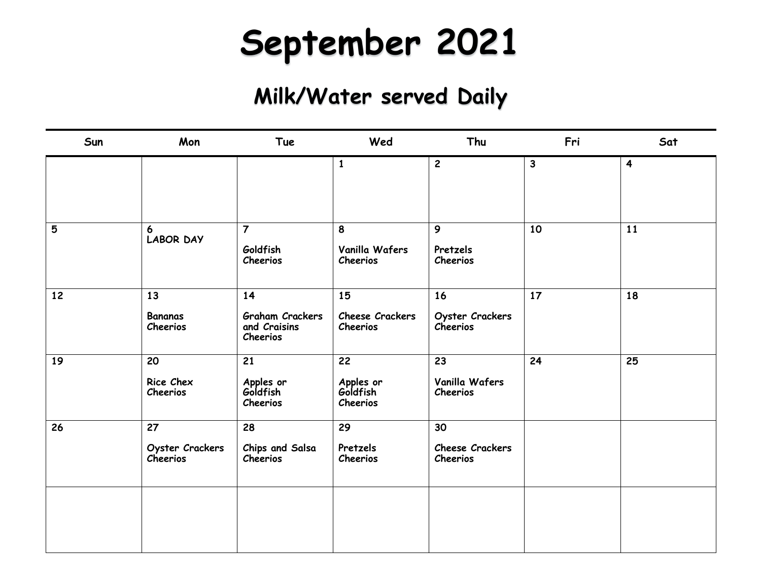# September 2021

## Milk/Water served Daily

| Sun | Mon | Tue | Wed | Thu | Fri | Sat |
|---|---|---|---|---|---|---|
| | | | 1 | 2 | 3 | 4 |
| 5 | 6<br>LABOR DAY | 7<br><br>Goldfish<br>Cheerios | 8<br><br>Vanilla Wafers<br>Cheerios | 9<br><br>Pretzels<br>Cheerios | 10 | 11 |
| 12 | 13<br><br>Bananas<br>Cheerios | 14<br><br>Graham Crackers and Craisins<br>Cheerios | 15<br><br>Cheese Crackers<br>Cheerios | 16<br><br>Oyster Crackers<br>Cheerios | 17 | 18 |
| 19 | 20<br><br>Rice Chex<br>Cheerios | 21<br><br>Apples or Goldfish<br>Cheerios | 22<br><br>Apples or Goldfish<br>Cheerios | 23<br><br>Vanilla Wafers<br>Cheerios | 24 | 25 |
| 26 | 27<br><br>Oyster Crackers<br>Cheerios | 28<br><br>Chips and Salsa<br>Cheerios | 29<br><br>Pretzels<br>Cheerios | 30<br><br>Cheese Crackers<br>Cheerios | | |
| | | | | | | |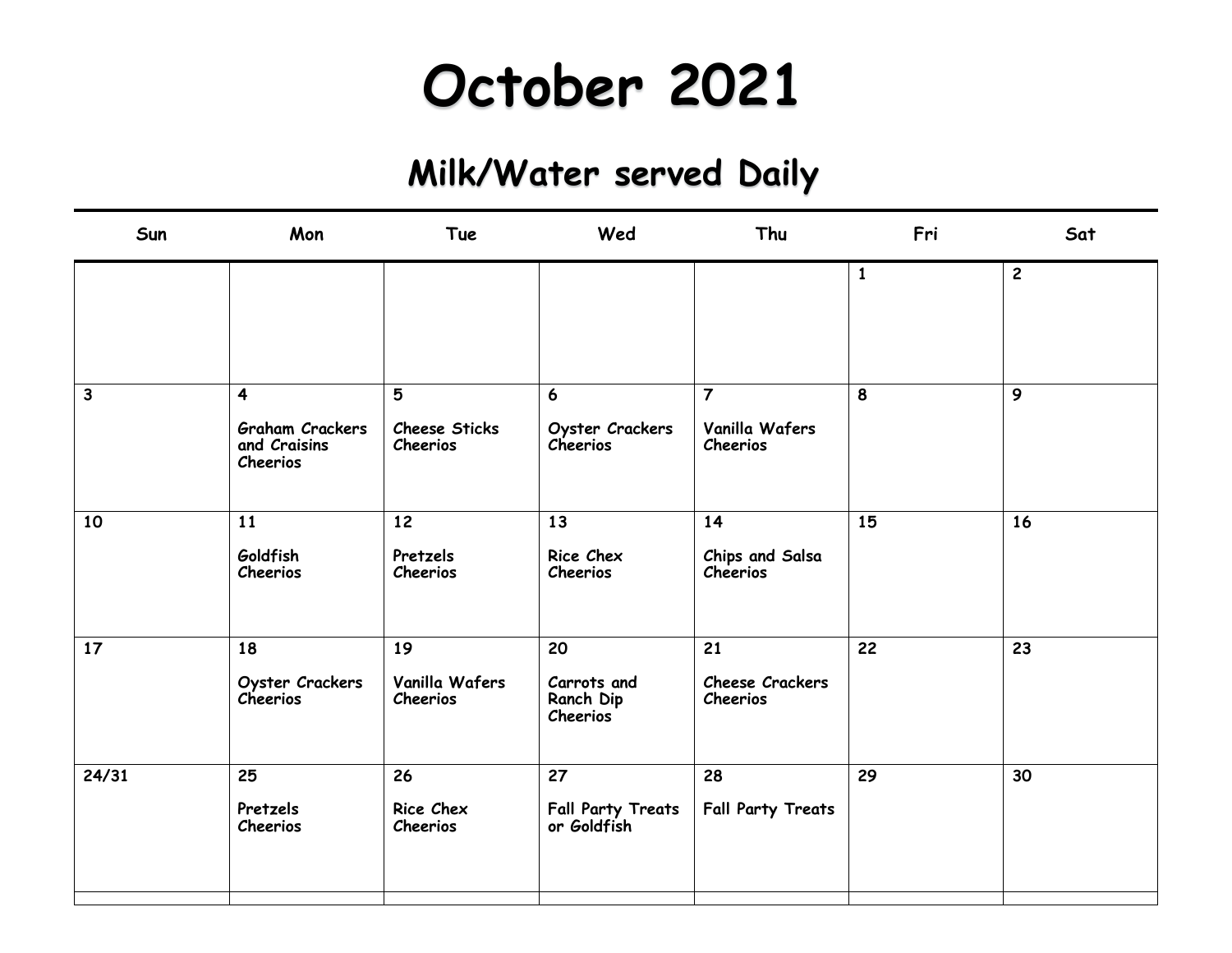# October 2021

## Milk/Water served Daily

| Sun | Mon | Tue | Wed | Thu | Fri | Sat |
|---|---|---|---|---|---|---|
| | | | | | 1 | 2 |
| 3 | 4<br>Graham Crackers and Craisins<br>Cheerios | 5<br>Cheese Sticks<br>Cheerios | 6<br>Oyster Crackers<br>Cheerios | 7<br>Vanilla Wafers<br>Cheerios | 8 | 9 |
| 10 | 11<br>Goldfish<br>Cheerios | 12<br>Pretzels<br>Cheerios | 13<br>Rice Chex<br>Cheerios | 14<br>Chips and Salsa<br>Cheerios | 15 | 16 |
| 17 | 18<br>Oyster Crackers<br>Cheerios | 19<br>Vanilla Wafers<br>Cheerios | 20<br>Carrots and Ranch Dip<br>Cheerios | 21<br>Cheese Crackers<br>Cheerios | 22 | 23 |
| 24/31 | 25<br>Pretzels<br>Cheerios | 26<br>Rice Chex<br>Cheerios | 27<br>Fall Party Treats or Goldfish | 28<br>Fall Party Treats | 29 | 30 |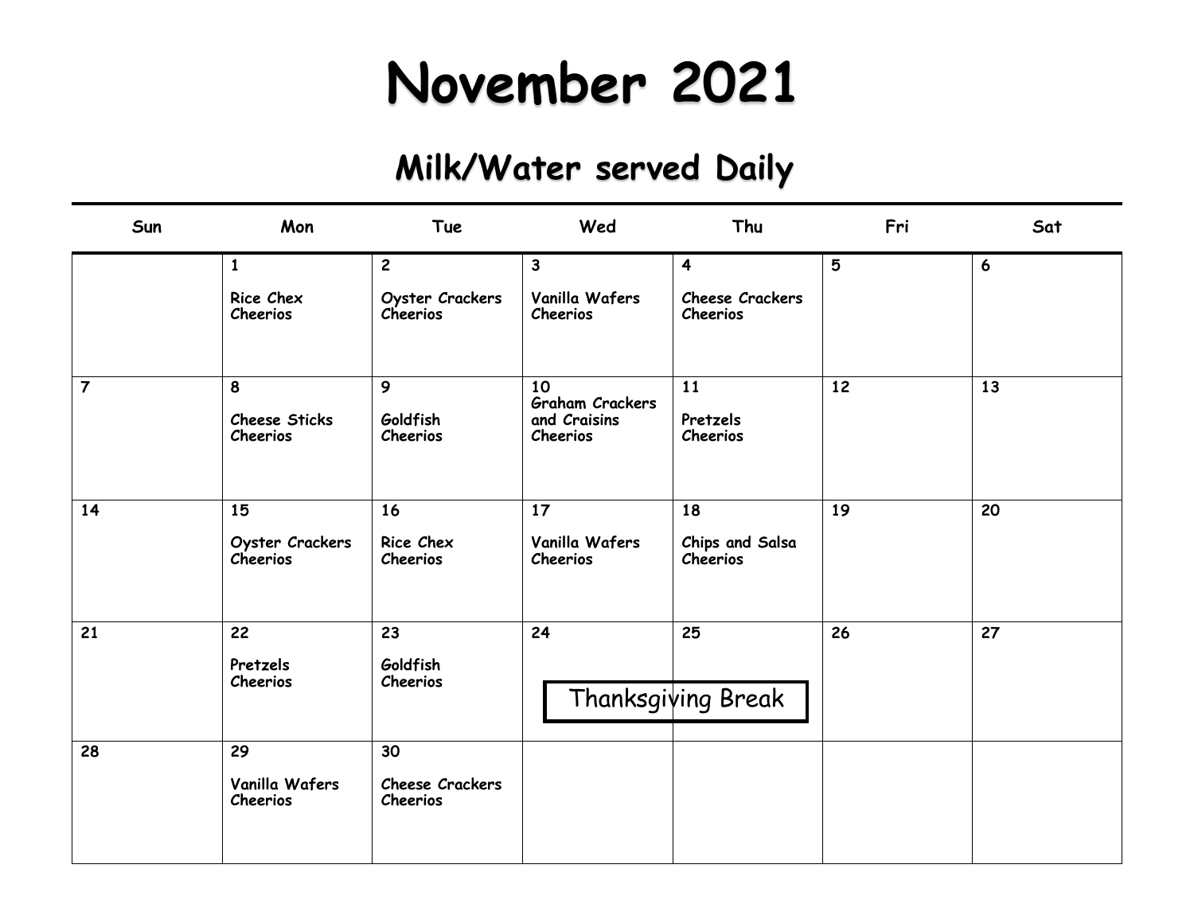# November 2021

## Milk/Water served Daily

| Sun | Mon | Tue | Wed | Thu | Fri | Sat |
|---|---|---|---|---|---|---|
| | 1<br>Rice Chex<br>Cheerios | 2<br>Oyster Crackers<br>Cheerios | 3<br>Vanilla Wafers<br>Cheerios | 4<br>Cheese Crackers<br>Cheerios | 5 | 6 |
| 7 | 8<br>Cheese Sticks<br>Cheerios | 9<br>Goldfish<br>Cheerios | 10<br>Graham Crackers and Craisins<br>Cheerios | 11<br>Pretzels<br>Cheerios | 12 | 13 |
| 14 | 15<br>Oyster Crackers<br>Cheerios | 16<br>Rice Chex<br>Cheerios | 17<br>Vanilla Wafers<br>Cheerios | 18<br>Chips and Salsa<br>Cheerios | 19 | 20 |
| 21 | 22<br>Pretzels<br>Cheerios | 23<br>Goldfish<br>Cheerios | 24<br>Thanksgiving Break | 25<br>Thanksgiving Break | 26 | 27 |
| 28 | 29<br>Vanilla Wafers<br>Cheerios | 30<br>Cheese Crackers<br>Cheerios | | | | |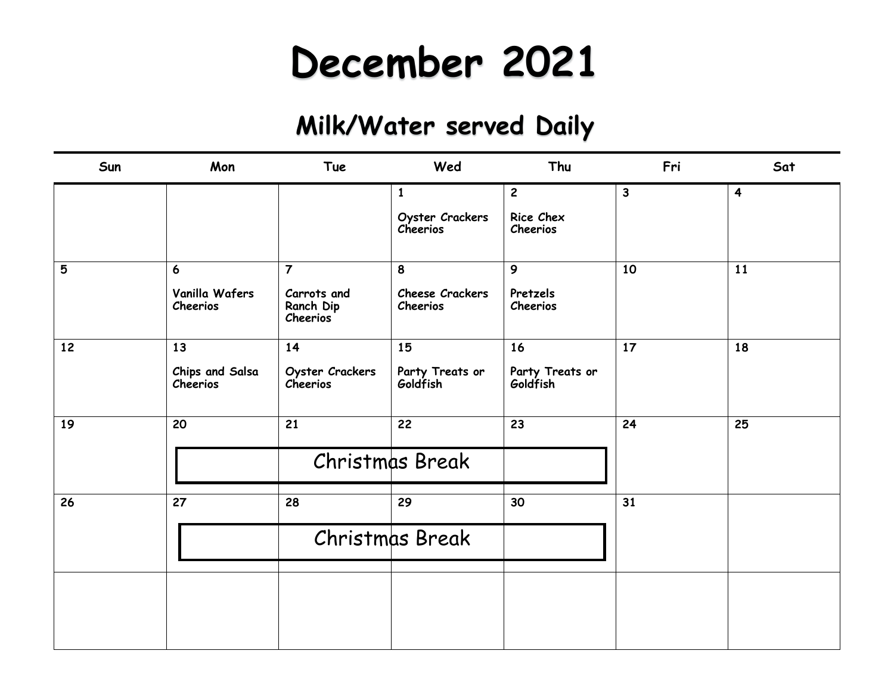# December 2021

## Milk/Water served Daily

| Sun | Mon | Tue | Wed | Thu | Fri | Sat |
|---|---|---|---|---|---|---|
| | | | 1<br>Oyster Crackers<br>Cheerios | 2<br>Rice Chex<br>Cheerios | 3 | 4 |
| 5 | 6<br>Vanilla Wafers<br>Cheerios | 7<br>Carrots and Ranch Dip<br>Cheerios | 8<br>Cheese Crackers<br>Cheerios | 9<br>Pretzels<br>Cheerios | 10 | 11 |
| 12 | 13<br>Chips and Salsa<br>Cheerios | 14<br>Oyster Crackers<br>Cheerios | 15<br>Party Treats or Goldfish | 16<br>Party Treats or Goldfish | 17 | 18 |
| 19 | 20<br>Christmas Break | 21<br>Christmas Break | 22<br>Christmas Break | 23<br>Christmas Break | 24 | 25 |
| 26 | 27<br>Christmas Break | 28<br>Christmas Break | 29<br>Christmas Break | 30<br>Christmas Break | 31 | |
| | | | | | | |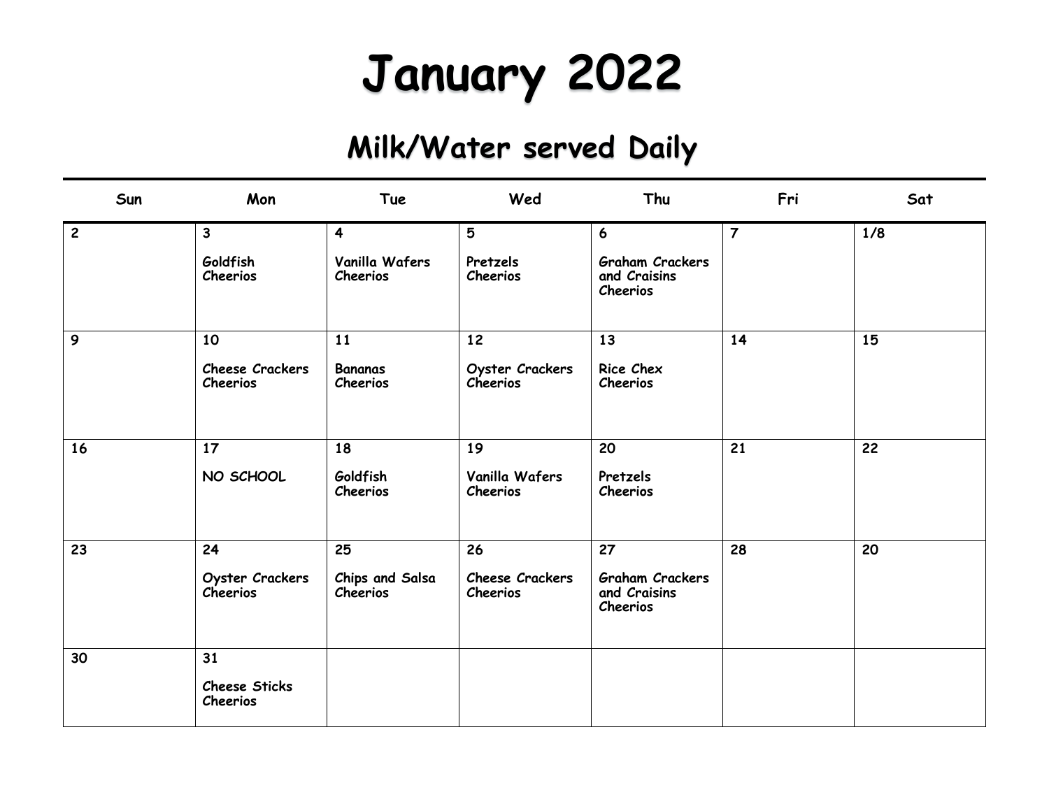# January 2022

## Milk/Water served Daily

| Sun | Mon | Tue | Wed | Thu | Fri | Sat |
|---|---|---|---|---|---|---|
| 2 | 3<br><br>Goldfish<br>Cheerios | 4<br><br>Vanilla Wafers<br>Cheerios | 5<br><br>Pretzels<br>Cheerios | 6<br><br>Graham Crackers and Craisins<br>Cheerios | 7 | 1/8 |
| 9 | 10<br><br>Cheese Crackers<br>Cheerios | 11<br><br>Bananas<br>Cheerios | 12<br><br>Oyster Crackers<br>Cheerios | 13<br><br>Rice Chex<br>Cheerios | 14 | 15 |
| 16 | 17<br><br>NO SCHOOL | 18<br><br>Goldfish<br>Cheerios | 19<br><br>Vanilla Wafers<br>Cheerios | 20<br><br>Pretzels<br>Cheerios | 21 | 22 |
| 23 | 24<br><br>Oyster Crackers<br>Cheerios | 25<br><br>Chips and Salsa<br>Cheerios | 26<br><br>Cheese Crackers<br>Cheerios | 27<br><br>Graham Crackers and Craisins<br>Cheerios | 28 | 20 |
| 30 | 31<br><br>Cheese Sticks<br>Cheerios | | | | | |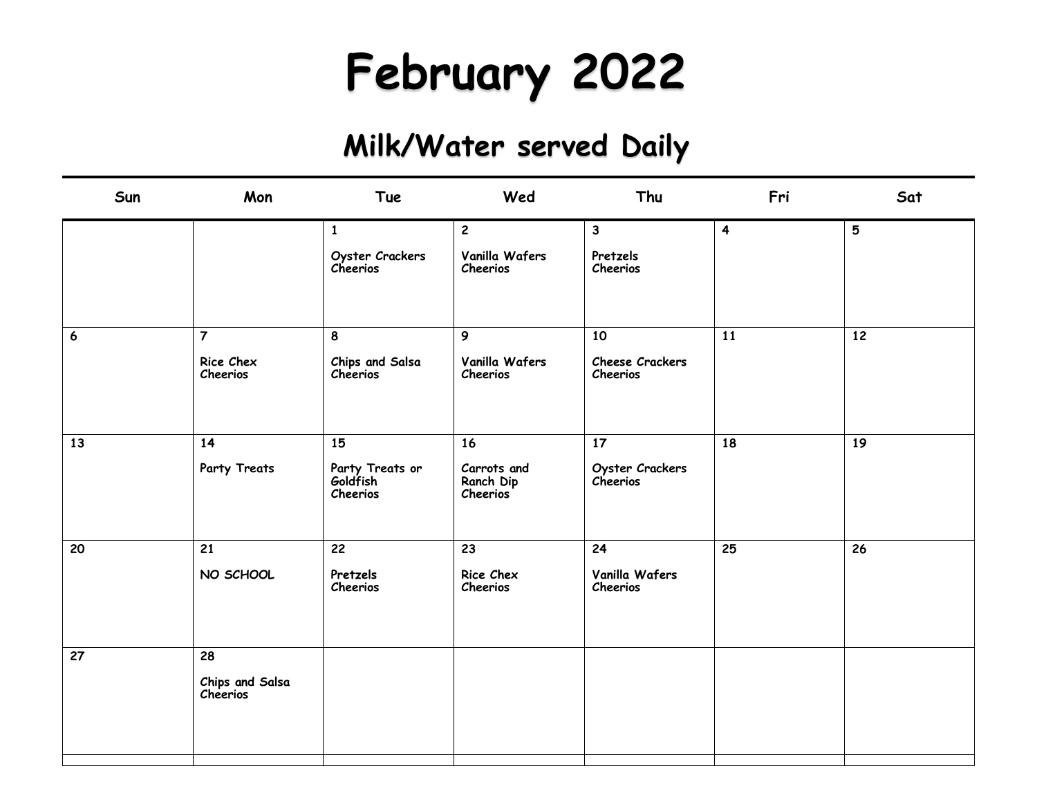# February 2022

## Milk/Water served Daily

| Sun | Mon | Tue | Wed | Thu | Fri | Sat |
|---|---|---|---|---|---|---|
| | | 1<br><br>Oyster Crackers<br>Cheerios | 2<br><br>Vanilla Wafers<br>Cheerios | 3<br><br>Pretzels<br>Cheerios | 4 | 5 |
| 6 | 7<br><br>Rice Chex<br>Cheerios | 8<br><br>Chips and Salsa<br>Cheerios | 9<br><br>Vanilla Wafers<br>Cheerios | 10<br><br>Cheese Crackers<br>Cheerios | 11 | 12 |
| 13 | 14<br><br>Party Treats | 15<br><br>Party Treats or<br>Goldfish<br>Cheerios | 16<br><br>Carrots and<br>Ranch Dip<br>Cheerios | 17<br><br>Oyster Crackers<br>Cheerios | 18 | 19 |
| 20 | 21<br><br>NO SCHOOL | 22<br><br>Pretzels<br>Cheerios | 23<br><br>Rice Chex<br>Cheerios | 24<br><br>Vanilla Wafers<br>Cheerios | 25 | 26 |
| 27 | 28<br><br>Chips and Salsa<br>Cheerios | | | | | |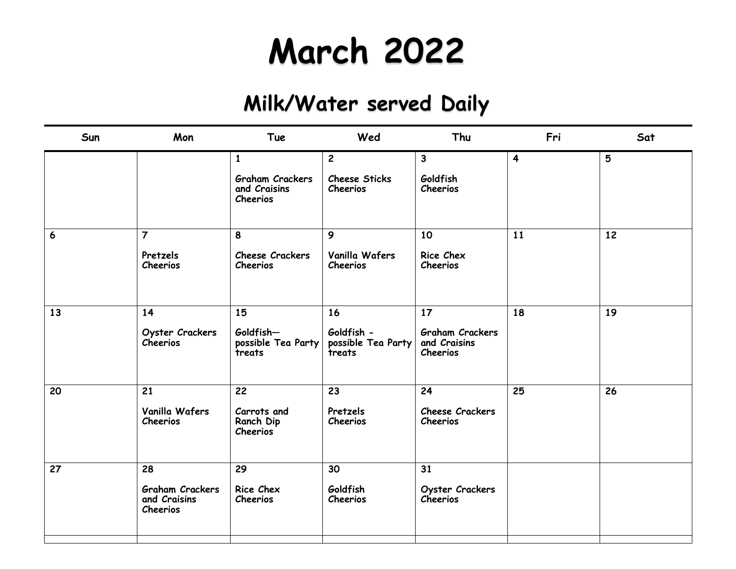# March 2022

## Milk/Water served Daily

| Sun | Mon | Tue | Wed | Thu | Fri | Sat |
|---|---|---|---|---|---|---|
| | | 1<br>Graham Crackers and Craisins<br>Cheerios | 2<br>Cheese Sticks<br>Cheerios | 3<br>Goldfish<br>Cheerios | 4 | 5 |
| 6 | 7<br>Pretzels<br>Cheerios | 8<br>Cheese Crackers<br>Cheerios | 9<br>Vanilla Wafers<br>Cheerios | 10<br>Rice Chex<br>Cheerios | 11 | 12 |
| 13 | 14<br>Oyster Crackers<br>Cheerios | 15<br>Goldfish—possible Tea Party treats | 16<br>Goldfish - possible Tea Party treats | 17<br>Graham Crackers and Craisins<br>Cheerios | 18 | 19 |
| 20 | 21<br>Vanilla Wafers<br>Cheerios | 22<br>Carrots and Ranch Dip<br>Cheerios | 23<br>Pretzels<br>Cheerios | 24<br>Cheese Crackers<br>Cheerios | 25 | 26 |
| 27 | 28<br>Graham Crackers and Craisins<br>Cheerios | 29<br>Rice Chex<br>Cheerios | 30<br>Goldfish<br>Cheerios | 31<br>Oyster Crackers<br>Cheerios | | |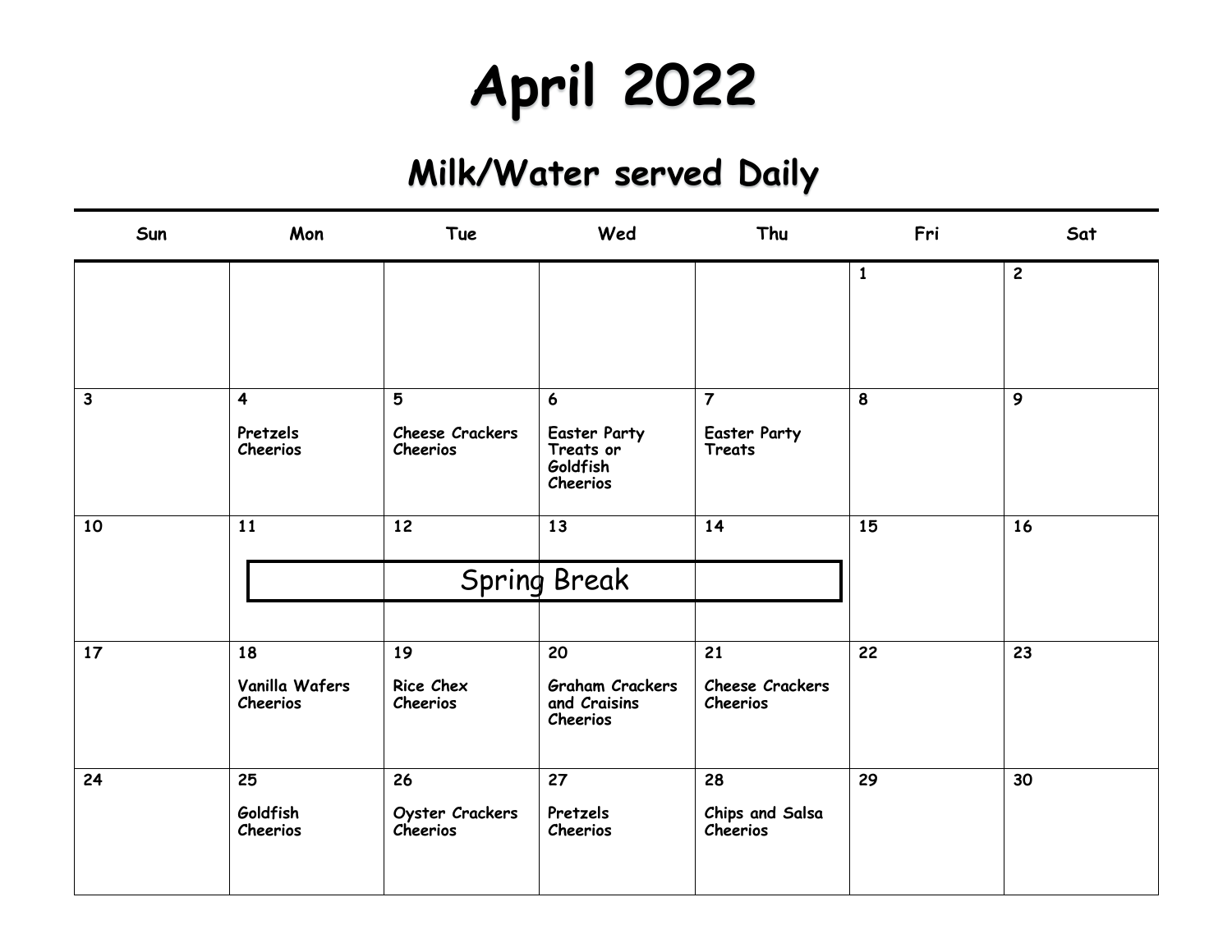# April 2022

## Milk/Water served Daily

| Sun | Mon | Tue | Wed | Thu | Fri | Sat |
|---|---|---|---|---|---|---|
| | | | | | 1 | 2 |
| 3 | 4<br>Pretzels<br>Cheerios | 5<br>Cheese Crackers<br>Cheerios | 6<br>Easter Party Treats or Goldfish<br>Cheerios | 7<br>Easter Party Treats | 8 | 9 |
| 10 | 11<br>Spring Break | 12<br>Spring Break | 13<br>Spring Break | 14<br>Spring Break | 15 | 16 |
| 17 | 18<br>Vanilla Wafers<br>Cheerios | 19<br>Rice Chex<br>Cheerios | 20<br>Graham Crackers and Craisins<br>Cheerios | 21<br>Cheese Crackers<br>Cheerios | 22 | 23 |
| 24 | 25<br>Goldfish<br>Cheerios | 26<br>Oyster Crackers<br>Cheerios | 27<br>Pretzels<br>Cheerios | 28<br>Chips and Salsa<br>Cheerios | 29 | 30 |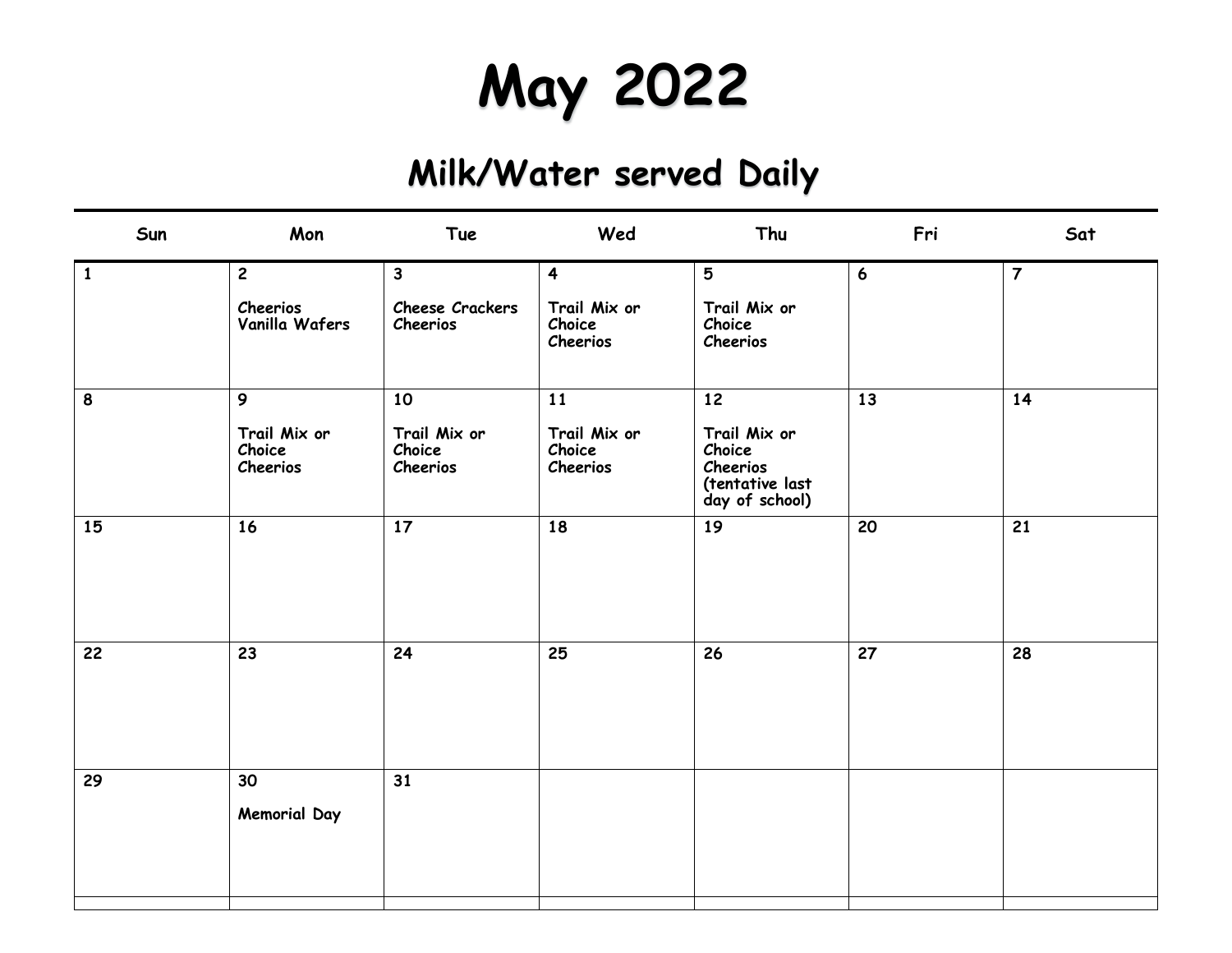# May 2022

## Milk/Water served Daily

| Sun | Mon | Tue | Wed | Thu | Fri | Sat |
| --- | --- | --- | --- | --- | --- | --- |
| 1 | 2<br>Cheerios<br>Vanilla Wafers | 3<br>Cheese Crackers<br>Cheerios | 4<br>Trail Mix or Choice<br>Cheerios | 5<br>Trail Mix or Choice<br>Cheerios | 6 | 7 |
| 8 | 9<br>Trail Mix or Choice<br>Cheerios | 10<br>Trail Mix or Choice<br>Cheerios | 11<br>Trail Mix or Choice<br>Cheerios | 12<br>Trail Mix or Choice<br>Cheerios<br>(tentative last day of school) | 13 | 14 |
| 15 | 16 | 17 | 18 | 19 | 20 | 21 |
| 22 | 23 | 24 | 25 | 26 | 27 | 28 |
| 29 | 30<br>Memorial Day | 31 | | | | |